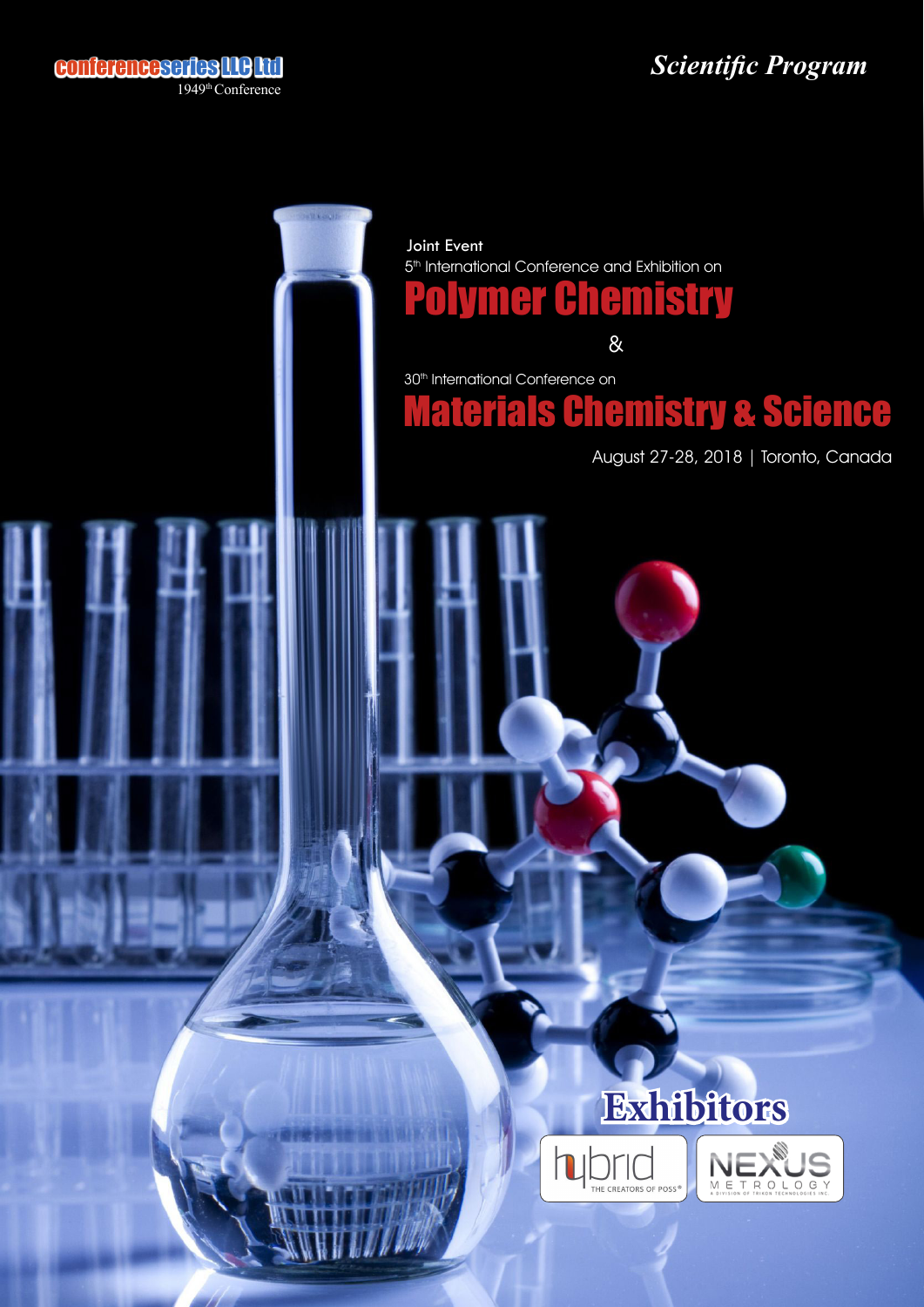conferenceseries LLC Ltd

1949th Conference

*Scientific Program*

Joint Event

5th International Conference and Exhibition on

# Polymer Chemistry

&

30th International Conference on

# Materials Chemistry & Science

August 27-28, 2018 | Toronto, Canada

## Exhibitors

hybrid THE CREATORS OF POSS®

NEXUS METROLOGY A DIVISION OF TRIKON TECHNOLOGIES INC.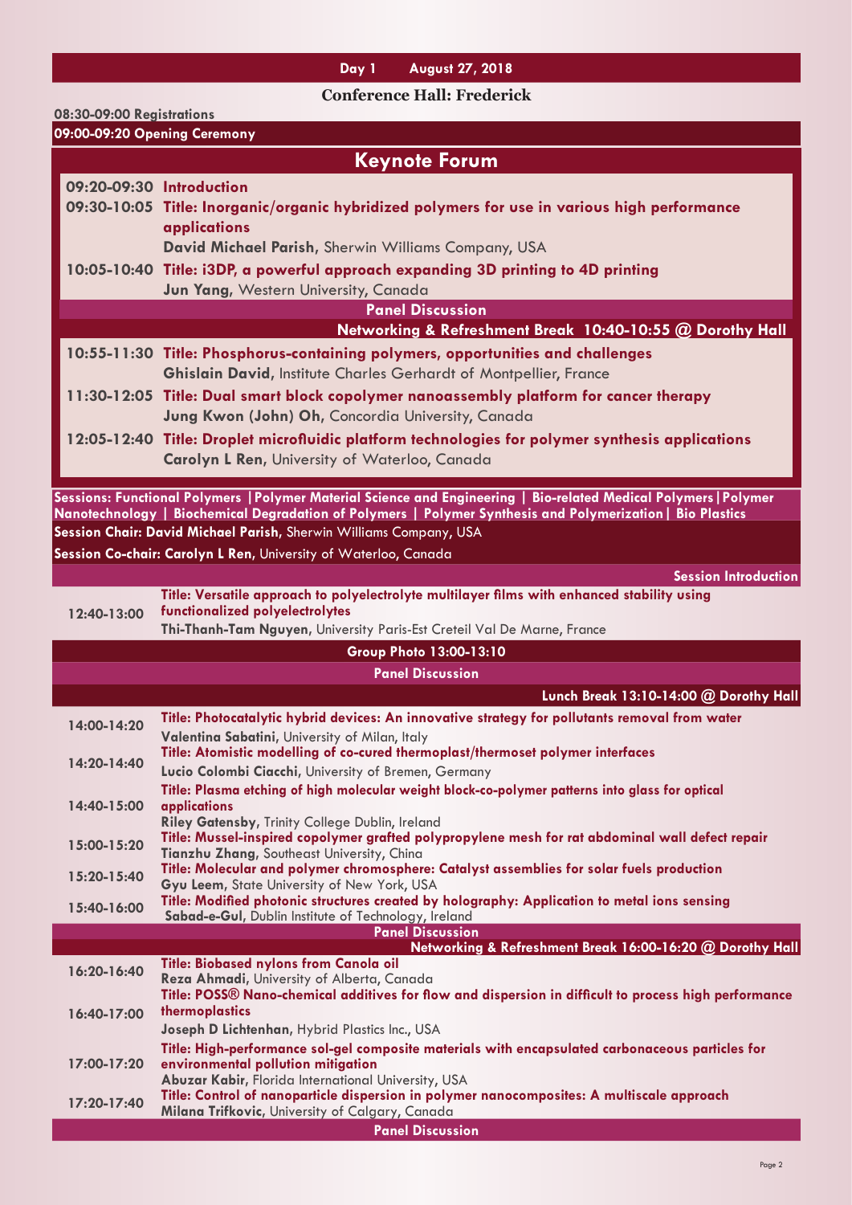## Day 1 August 27, 2018

### Conference Hall: Frederick

**08:30-09:00 Registrations**

**09:00-09:20 Opening Ceremony**

## Keynote Forum

**09:20-09:30 Introduction**

**09:30-10:05 Title: Inorganic/organic hybridized polymers for use in various high performance applications**
**David Michael Parish**, Sherwin Williams Company, USA

**10:05-10:40 Title: i3DP, a powerful approach expanding 3D printing to 4D printing**
**Jun Yang**, Western University, Canada

**Panel Discussion**

**Networking & Refreshment Break 10:40-10:55 @ Dorothy Hall**

**10:55-11:30 Title: Phosphorus-containing polymers, opportunities and challenges**
**Ghislain David**, Institute Charles Gerhardt of Montpellier, France

**11:30-12:05 Title: Dual smart block copolymer nanoassembly platform for cancer therapy**
**Jung Kwon (John) Oh**, Concordia University, Canada

**12:05-12:40 Title: Droplet microfluidic platform technologies for polymer synthesis applications**
**Carolyn L Ren**, University of Waterloo, Canada

**Sessions: Functional Polymers | Polymer Material Science and Engineering | Bio-related Medical Polymers | Polymer Nanotechnology | Biochemical Degradation of Polymers | Polymer Synthesis and Polymerization | Bio Plastics**

**Session Chair: David Michael Parish**, Sherwin Williams Company, USA

**Session Co-chair: Carolyn L Ren**, University of Waterloo, Canada

**Session Introduction**

**12:40-13:00 Title: Versatile approach to polyelectrolyte multilayer films with enhanced stability using functionalized polyelectrolytes**
**Thi-Thanh-Tam Nguyen**, University Paris-Est Creteil Val De Marne, France

**Group Photo 13:00-13:10**

**Panel Discussion**

**Lunch Break 13:10-14:00 @ Dorothy Hall**

**14:00-14:20 Title: Photocatalytic hybrid devices: An innovative strategy for pollutants removal from water**
**Valentina Sabatini**, University of Milan, Italy

**14:20-14:40 Title: Atomistic modelling of co-cured thermoplast/thermoset polymer interfaces**
**Lucio Colombi Ciacchi**, University of Bremen, Germany

**14:40-15:00 Title: Plasma etching of high molecular weight block-co-polymer patterns into glass for optical applications**
**Riley Gatensby**, Trinity College Dublin, Ireland

**15:00-15:20 Title: Mussel-inspired copolymer grafted polypropylene mesh for rat abdominal wall defect repair**
**Tianzhu Zhang**, Southeast University, China

**15:20-15:40 Title: Molecular and polymer chromosphere: Catalyst assemblies for solar fuels production**
**Gyu Leem**, State University of New York, USA

**15:40-16:00 Title: Modified photonic structures created by holography: Application to metal ions sensing**
**Sabad-e-Gul**, Dublin Institute of Technology, Ireland

**Panel Discussion**

**Networking & Refreshment Break 16:00-16:20 @ Dorothy Hall**

**16:20-16:40 Title: Biobased nylons from Canola oil**
**Reza Ahmadi**, University of Alberta, Canada

**16:40-17:00 Title: POSS® Nano-chemical additives for flow and dispersion in difficult to process high performance thermoplastics**
**Joseph D Lichtenhan**, Hybrid Plastics Inc., USA

**17:00-17:20 Title: High-performance sol-gel composite materials with encapsulated carbonaceous particles for environmental pollution mitigation**
**Abuzar Kabir**, Florida International University, USA

**17:20-17:40 Title: Control of nanoparticle dispersion in polymer nanocomposites: A multiscale approach**
**Milana Trifkovic**, University of Calgary, Canada

**Panel Discussion**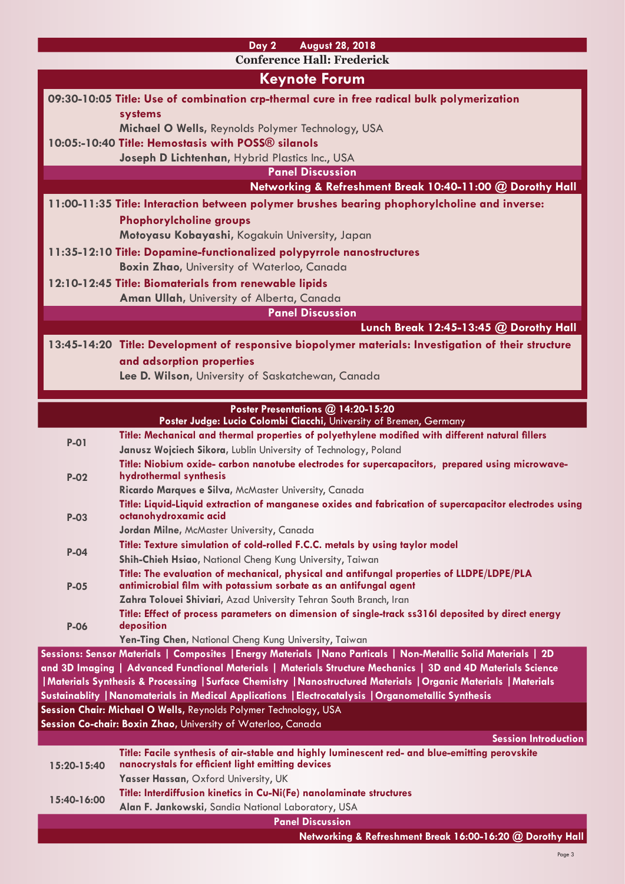**Day 2 August 28, 2018**

**Conference Hall: Frederick**

## Keynote Forum

**09:30-10:05 Title: Use of combination crp-thermal cure in free radical bulk polymerization systems**
**Michael O Wells,** Reynolds Polymer Technology, USA

**10:05:-10:40 Title: Hemostasis with POSS® silanols**
**Joseph D Lichtenhan,** Hybrid Plastics Inc., USA

**Panel Discussion**

**Networking & Refreshment Break 10:40-11:00 @ Dorothy Hall**

**11:00-11:35 Title: Interaction between polymer brushes bearing phophorylcholine and inverse: Phophorylcholine groups**
**Motoyasu Kobayashi,** Kogakuin University, Japan

**11:35-12:10 Title: Dopamine-functionalized polypyrrole nanostructures**
**Boxin Zhao,** University of Waterloo, Canada

**12:10-12:45 Title: Biomaterials from renewable lipids**
**Aman Ullah,** University of Alberta, Canada

**Panel Discussion**

**Lunch Break 12:45-13:45 @ Dorothy Hall**

**13:45-14:20 Title: Development of responsive biopolymer materials: Investigation of their structure and adsorption properties**
**Lee D. Wilson,** University of Saskatchewan, Canada

### Poster Presentations @ 14:20-15:20

**Poster Judge: Lucio Colombi Ciacchi,** University of Bremen, Germany

| | |
|---|---|
| P-01 | **Title: Mechanical and thermal properties of polyethylene modified with different natural fillers**<br>**Janusz Wojciech Sikora,** Lublin University of Technology, Poland |
| P-02 | **Title: Niobium oxide- carbon nanotube electrodes for supercapacitors, prepared using microwave-hydrothermal synthesis**<br>**Ricardo Marques e Silva,** McMaster University, Canada |
| P-03 | **Title: Liquid-Liquid extraction of manganese oxides and fabrication of supercapacitor electrodes using octanohydroxamic acid**<br>**Jordan Milne,** McMaster University, Canada |
| P-04 | **Title: Texture simulation of cold-rolled F.C.C. metals by using taylor model**<br>**Shih-Chieh Hsiao,** National Cheng Kung University, Taiwan |
| P-05 | **Title: The evaluation of mechanical, physical and antifungal properties of LLDPE/LDPE/PLA antimicrobial film with potassium sorbate as an antifungal agent**<br>**Zahra Tolouei Shiviari,** Azad University Tehran South Branch, Iran |
| P-06 | **Title: Effect of process parameters on dimension of single-track ss316l deposited by direct energy deposition**<br>**Yen-Ting Chen,** National Cheng Kung University, Taiwan |

**Sessions: Sensor Materials | Composites | Energy Materials | Nano Particals | Non-Metallic Solid Materials | 2D and 3D Imaging | Advanced Functional Materials | Materials Structure Mechanics | 3D and 4D Materials Science | Materials Synthesis & Processing | Surface Chemistry | Nanostructured Materials | Organic Materials | Materials Sustainablity | Nanomaterials in Medical Applications | Electrocatalysis | Organometallic Synthesis**

**Session Chair: Michael O Wells,** Reynolds Polymer Technology, USA

**Session Co-chair: Boxin Zhao,** University of Waterloo, Canada

**Session Introduction**

| | |
|---|---|
| 15:20-15:40 | **Title: Facile synthesis of air-stable and highly luminescent red- and blue-emitting perovskite nanocrystals for efficient light emitting devices**<br>**Yasser Hassan,** Oxford University, UK |
| 15:40-16:00 | **Title: Interdiffusion kinetics in Cu-Ni(Fe) nanolaminate structures**<br>**Alan F. Jankowski,** Sandia National Laboratory, USA |

**Panel Discussion**

**Networking & Refreshment Break 16:00-16:20 @ Dorothy Hall**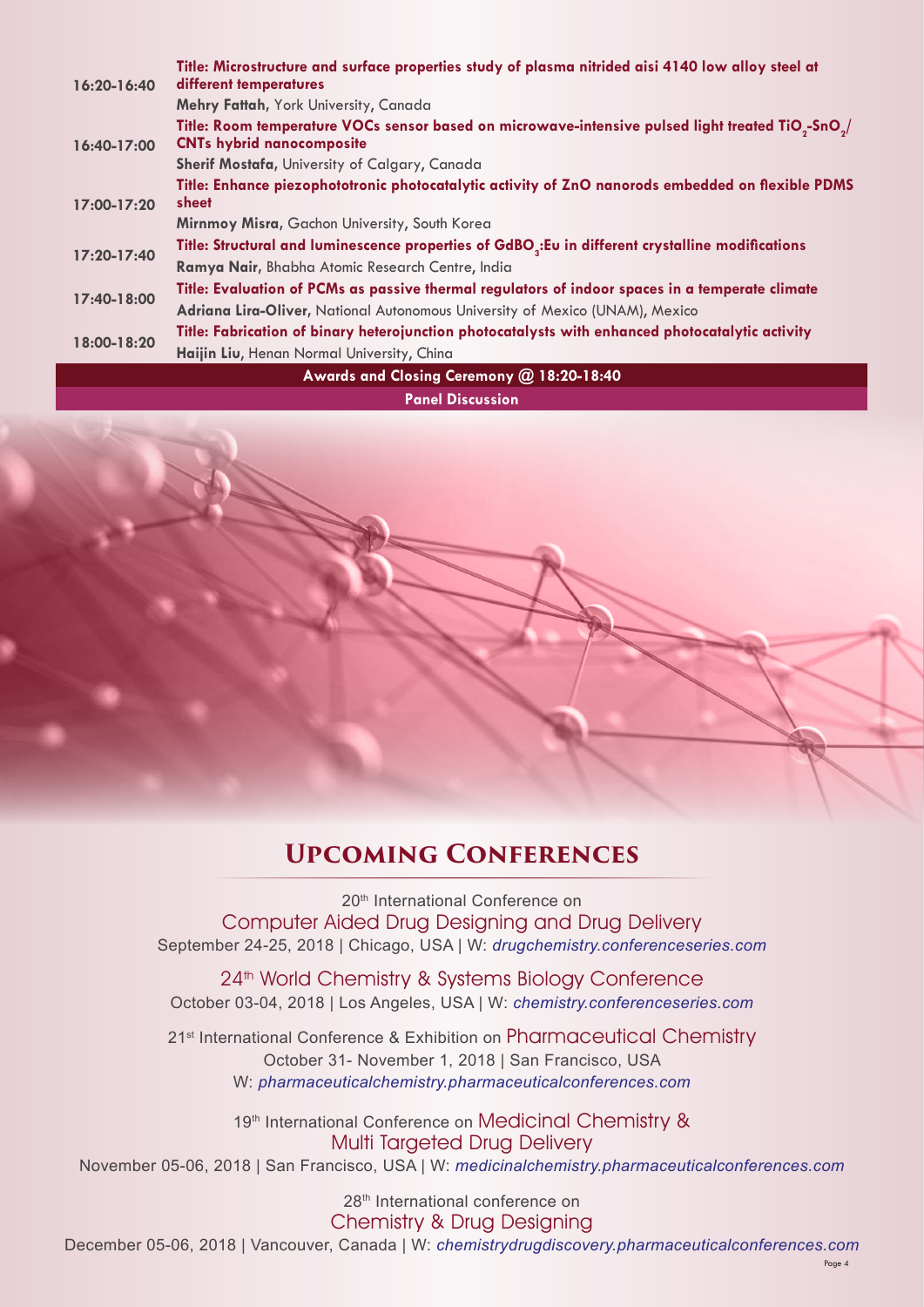| | |
|---|---|
| 16:20-16:40 | **Title: Microstructure and surface properties study of plasma nitrided aisi 4140 low alloy steel at different temperatures**<br>**Mehry Fattah**, York University, Canada |
| 16:40-17:00 | **Title: Room temperature VOCs sensor based on microwave-intensive pulsed light treated $TiO_2$-$SnO_2$/CNTs hybrid nanocomposite**<br>**Sherif Mostafa**, University of Calgary, Canada |
| 17:00-17:20 | **Title: Enhance piezophototronic photocatalytic activity of ZnO nanorods embedded on flexible PDMS sheet**<br>**Mirnmoy Misra**, Gachon University, South Korea |
| 17:20-17:40 | **Title: Structural and luminescence properties of $GdBO_3$:Eu in different crystalline modifications**<br>**Ramya Nair**, Bhabha Atomic Research Centre, India |
| 17:40-18:00 | **Title: Evaluation of PCMs as passive thermal regulators of indoor spaces in a temperate climate**<br>**Adriana Lira-Oliver**, National Autonomous University of Mexico (UNAM), Mexico |
| 18:00-18:20 | **Title: Fabrication of binary heterojunction photocatalysts with enhanced photocatalytic activity**<br>**Haijin Liu**, Henan Normal University, China |

**Awards and Closing Ceremony @ 18:20-18:40**

**Panel Discussion**

## Upcoming Conferences

20th International Conference on
Computer Aided Drug Designing and Drug Delivery
September 24-25, 2018 | Chicago, USA | W: *drugchemistry.conferenceseries.com*

24th World Chemistry & Systems Biology Conference
October 03-04, 2018 | Los Angeles, USA | W: *chemistry.conferenceseries.com*

21st International Conference & Exhibition on Pharmaceutical Chemistry
October 31- November 1, 2018 | San Francisco, USA
W: *pharmaceuticalchemistry.pharmaceuticalconferences.com*

19th International Conference on Medicinal Chemistry & Multi Targeted Drug Delivery
November 05-06, 2018 | San Francisco, USA | W: *medicinalchemistry.pharmaceuticalconferences.com*

28th International conference on
Chemistry & Drug Designing
December 05-06, 2018 | Vancouver, Canada | W: *chemistrydrugdiscovery.pharmaceuticalconferences.com*